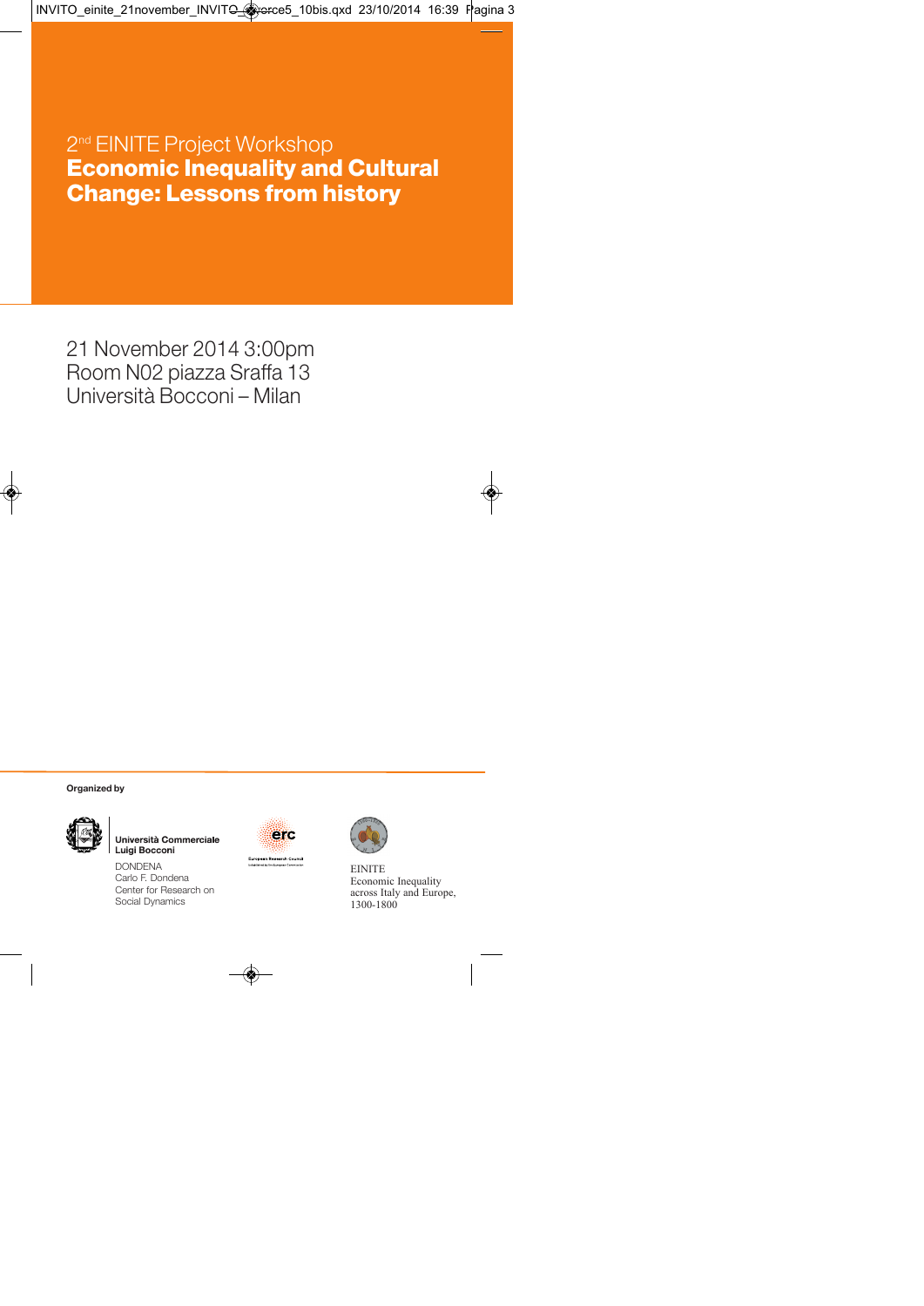2nd EINITE Project Workshop

# Economic Inequality and Cultural Change: Lessons from history

21 November 2014 3:00pm
Room N02 piazza Sraffa 13
Università Bocconi – Milan

**Organized by**

**Università Commerciale Luigi Bocconi**

DONDENA
Carlo F. Dondena
Center for Research on
Social Dynamics

erc
European Research Council

EINITE
Economic Inequality
across Italy and Europe,
1300-1800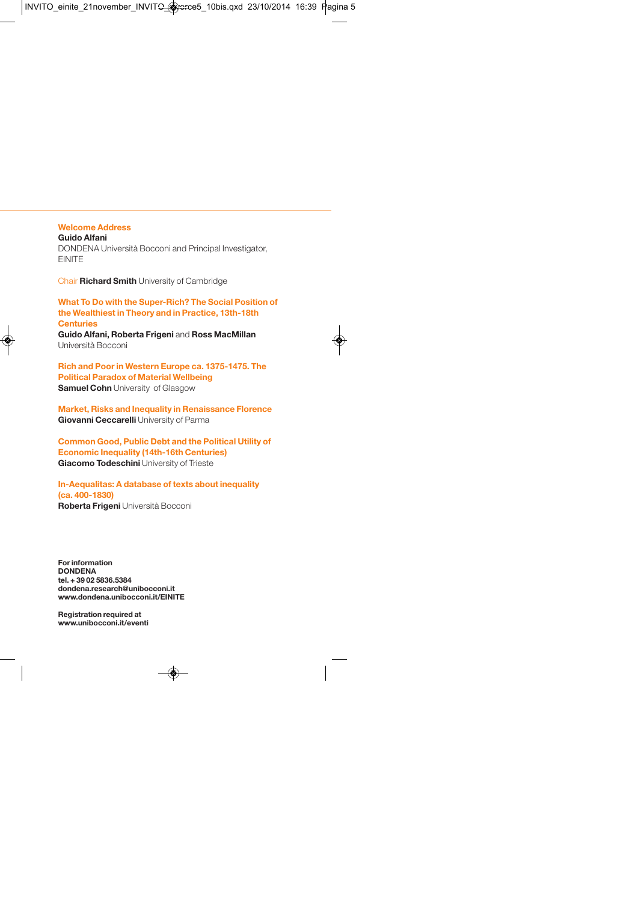**Welcome Address**
**Guido Alfani**
DONDENA Università Bocconi and Principal Investigator, EINITE

Chair **Richard Smith** University of Cambridge

**What To Do with the Super-Rich? The Social Position of the Wealthiest in Theory and in Practice, 13th-18th Centuries**
**Guido Alfani, Roberta Frigeni** and **Ross MacMillan**
Università Bocconi

**Rich and Poor in Western Europe ca. 1375-1475. The Political Paradox of Material Wellbeing**
**Samuel Cohn** University of Glasgow

**Market, Risks and Inequality in Renaissance Florence**
**Giovanni Ceccarelli** University of Parma

**Common Good, Public Debt and the Political Utility of Economic Inequality (14th-16th Centuries)**
**Giacomo Todeschini** University of Trieste

**In-Aequalitas: A database of texts about inequality (ca. 400-1830)**
**Roberta Frigeni** Università Bocconi

**For information**
**DONDENA**
**tel. + 39 02 5836.5384**
**dondena.research@unibocconi.it**
**www.dondena.unibocconi.it/EINITE**

**Registration required at**
**www.unibocconi.it/eventi**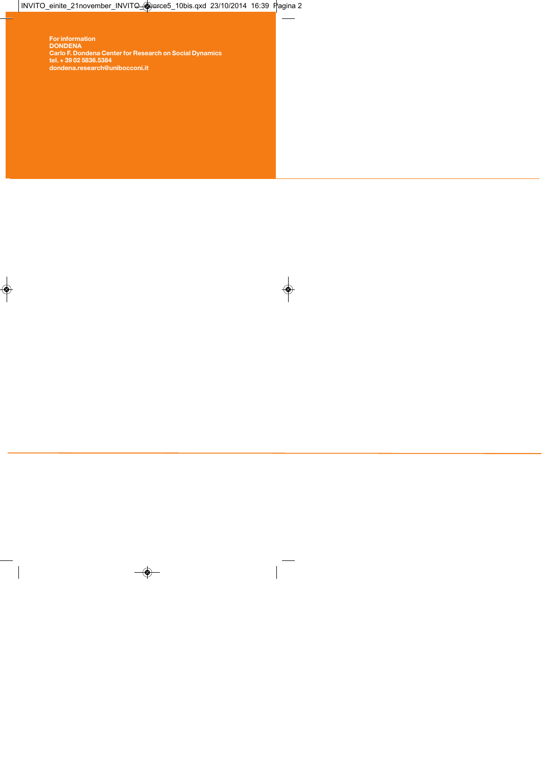**For information**
**DONDENA**
**Carlo F. Dondena Center for Research on Social Dynamics**
**tel. + 39 02 5836.5384**
**dondena.research@unibocconi.it**